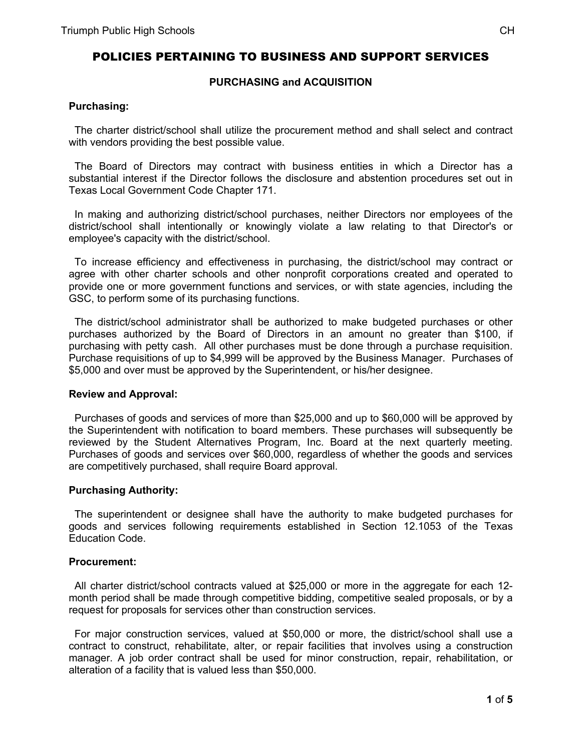# POLICIES PERTAINING TO BUSINESS AND SUPPORT SERVICES

## PURCHASING and ACQUISITION

**Purchasing:**

The charter district/school shall utilize the procurement method and shall select and contract with vendors providing the best possible value.

The Board of Directors may contract with business entities in which a Director has a substantial interest if the Director follows the disclosure and abstention procedures set out in Texas Local Government Code Chapter 171.

In making and authorizing district/school purchases, neither Directors nor employees of the district/school shall intentionally or knowingly violate a law relating to that Director's or employee's capacity with the district/school.

To increase efficiency and effectiveness in purchasing, the district/school may contract or agree with other charter schools and other nonprofit corporations created and operated to provide one or more government functions and services, or with state agencies, including the GSC, to perform some of its purchasing functions.

The district/school administrator shall be authorized to make budgeted purchases or other purchases authorized by the Board of Directors in an amount no greater than $100, if purchasing with petty cash. All other purchases must be done through a purchase requisition. Purchase requisitions of up to $4,999 will be approved by the Business Manager. Purchases of $5,000 and over must be approved by the Superintendent, or his/her designee.

**Review and Approval:**

Purchases of goods and services of more than $25,000 and up to $60,000 will be approved by the Superintendent with notification to board members. These purchases will subsequently be reviewed by the Student Alternatives Program, Inc. Board at the next quarterly meeting. Purchases of goods and services over $60,000, regardless of whether the goods and services are competitively purchased, shall require Board approval.

**Purchasing Authority:**

The superintendent or designee shall have the authority to make budgeted purchases for goods and services following requirements established in Section 12.1053 of the Texas Education Code.

**Procurement:**

All charter district/school contracts valued at $25,000 or more in the aggregate for each 12-month period shall be made through competitive bidding, competitive sealed proposals, or by a request for proposals for services other than construction services.

For major construction services, valued at $50,000 or more, the district/school shall use a contract to construct, rehabilitate, alter, or repair facilities that involves using a construction manager. A job order contract shall be used for minor construction, repair, rehabilitation, or alteration of a facility that is valued less than $50,000.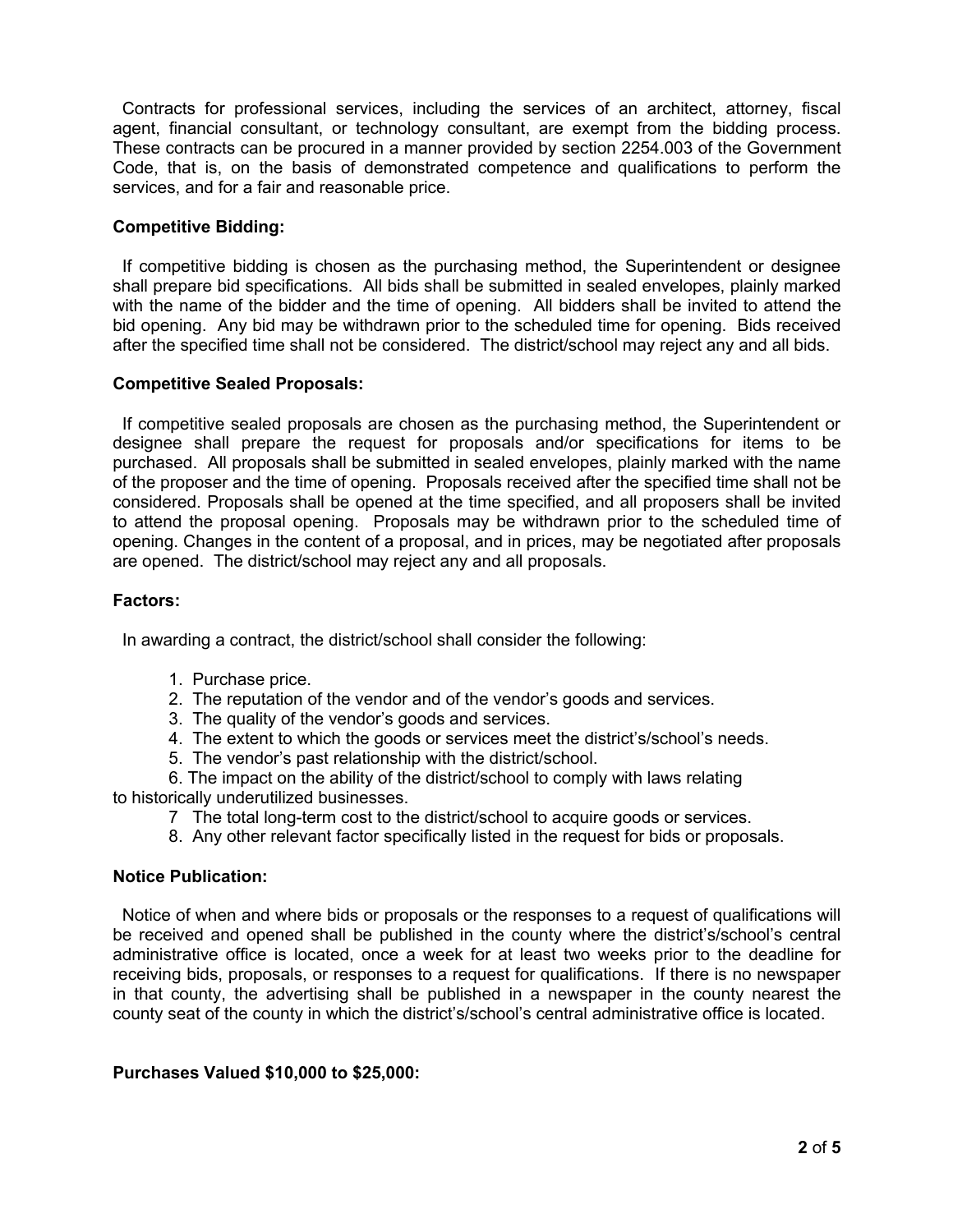Contracts for professional services, including the services of an architect, attorney, fiscal agent, financial consultant, or technology consultant, are exempt from the bidding process. These contracts can be procured in a manner provided by section 2254.003 of the Government Code, that is, on the basis of demonstrated competence and qualifications to perform the services, and for a fair and reasonable price.

**Competitive Bidding:**

If competitive bidding is chosen as the purchasing method, the Superintendent or designee shall prepare bid specifications. All bids shall be submitted in sealed envelopes, plainly marked with the name of the bidder and the time of opening. All bidders shall be invited to attend the bid opening. Any bid may be withdrawn prior to the scheduled time for opening. Bids received after the specified time shall not be considered. The district/school may reject any and all bids.

**Competitive Sealed Proposals:**

If competitive sealed proposals are chosen as the purchasing method, the Superintendent or designee shall prepare the request for proposals and/or specifications for items to be purchased. All proposals shall be submitted in sealed envelopes, plainly marked with the name of the proposer and the time of opening. Proposals received after the specified time shall not be considered. Proposals shall be opened at the time specified, and all proposers shall be invited to attend the proposal opening. Proposals may be withdrawn prior to the scheduled time of opening. Changes in the content of a proposal, and in prices, may be negotiated after proposals are opened. The district/school may reject any and all proposals.

**Factors:**

In awarding a contract, the district/school shall consider the following:

1. Purchase price.
2. The reputation of the vendor and of the vendor's goods and services.
3. The quality of the vendor's goods and services.
4. The extent to which the goods or services meet the district's/school's needs.
5. The vendor's past relationship with the district/school.
6. The impact on the ability of the district/school to comply with laws relating to historically underutilized businesses.
7. The total long-term cost to the district/school to acquire goods or services.
8. Any other relevant factor specifically listed in the request for bids or proposals.

**Notice Publication:**

Notice of when and where bids or proposals or the responses to a request of qualifications will be received and opened shall be published in the county where the district's/school's central administrative office is located, once a week for at least two weeks prior to the deadline for receiving bids, proposals, or responses to a request for qualifications. If there is no newspaper in that county, the advertising shall be published in a newspaper in the county nearest the county seat of the county in which the district's/school's central administrative office is located.

**Purchases Valued $10,000 to $25,000:**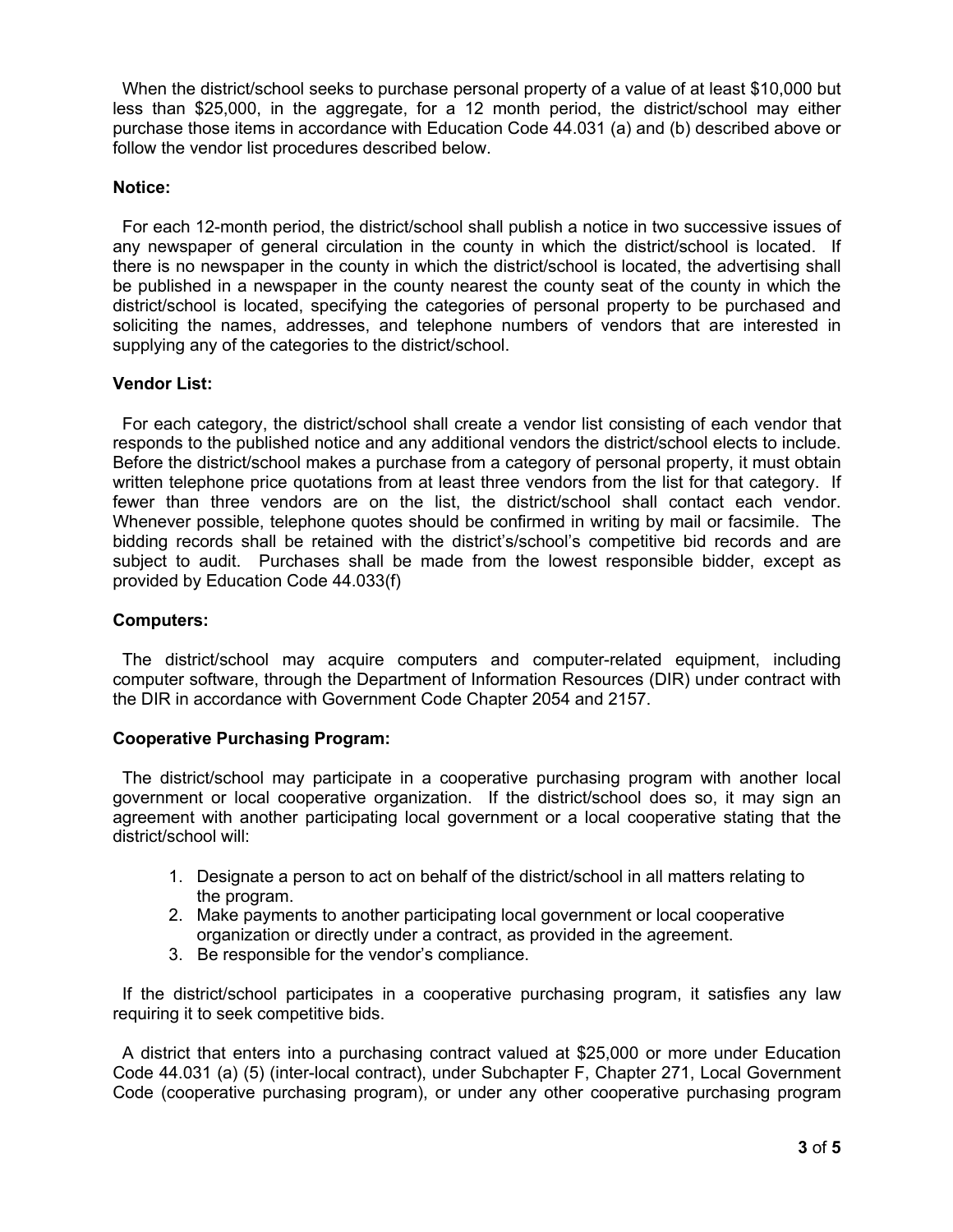When the district/school seeks to purchase personal property of a value of at least $10,000 but less than $25,000, in the aggregate, for a 12 month period, the district/school may either purchase those items in accordance with Education Code 44.031 (a) and (b) described above or follow the vendor list procedures described below.

**Notice:**

For each 12-month period, the district/school shall publish a notice in two successive issues of any newspaper of general circulation in the county in which the district/school is located. If there is no newspaper in the county in which the district/school is located, the advertising shall be published in a newspaper in the county nearest the county seat of the county in which the district/school is located, specifying the categories of personal property to be purchased and soliciting the names, addresses, and telephone numbers of vendors that are interested in supplying any of the categories to the district/school.

**Vendor List:**

For each category, the district/school shall create a vendor list consisting of each vendor that responds to the published notice and any additional vendors the district/school elects to include. Before the district/school makes a purchase from a category of personal property, it must obtain written telephone price quotations from at least three vendors from the list for that category. If fewer than three vendors are on the list, the district/school shall contact each vendor. Whenever possible, telephone quotes should be confirmed in writing by mail or facsimile. The bidding records shall be retained with the district's/school's competitive bid records and are subject to audit. Purchases shall be made from the lowest responsible bidder, except as provided by Education Code 44.033(f)

**Computers:**

The district/school may acquire computers and computer-related equipment, including computer software, through the Department of Information Resources (DIR) under contract with the DIR in accordance with Government Code Chapter 2054 and 2157.

**Cooperative Purchasing Program:**

The district/school may participate in a cooperative purchasing program with another local government or local cooperative organization. If the district/school does so, it may sign an agreement with another participating local government or a local cooperative stating that the district/school will:

1. Designate a person to act on behalf of the district/school in all matters relating to the program.
2. Make payments to another participating local government or local cooperative organization or directly under a contract, as provided in the agreement.
3. Be responsible for the vendor's compliance.

If the district/school participates in a cooperative purchasing program, it satisfies any law requiring it to seek competitive bids.

A district that enters into a purchasing contract valued at $25,000 or more under Education Code 44.031 (a) (5) (inter-local contract), under Subchapter F, Chapter 271, Local Government Code (cooperative purchasing program), or under any other cooperative purchasing program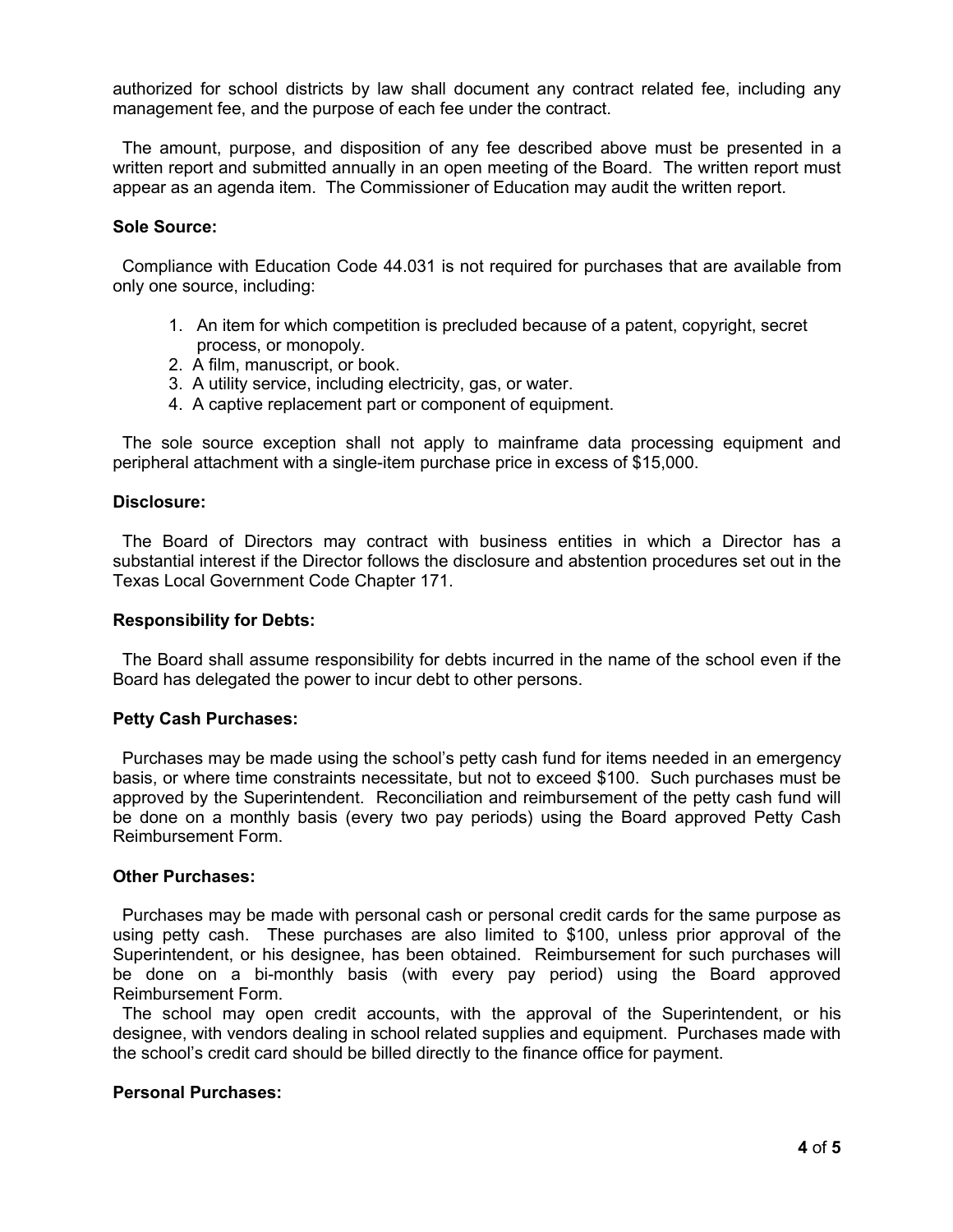authorized for school districts by law shall document any contract related fee, including any management fee, and the purpose of each fee under the contract.

The amount, purpose, and disposition of any fee described above must be presented in a written report and submitted annually in an open meeting of the Board. The written report must appear as an agenda item. The Commissioner of Education may audit the written report.

**Sole Source:**

Compliance with Education Code 44.031 is not required for purchases that are available from only one source, including:

1. An item for which competition is precluded because of a patent, copyright, secret process, or monopoly.
2. A film, manuscript, or book.
3. A utility service, including electricity, gas, or water.
4. A captive replacement part or component of equipment.

The sole source exception shall not apply to mainframe data processing equipment and peripheral attachment with a single-item purchase price in excess of $15,000.

**Disclosure:**

The Board of Directors may contract with business entities in which a Director has a substantial interest if the Director follows the disclosure and abstention procedures set out in the Texas Local Government Code Chapter 171.

**Responsibility for Debts:**

The Board shall assume responsibility for debts incurred in the name of the school even if the Board has delegated the power to incur debt to other persons.

**Petty Cash Purchases:**

Purchases may be made using the school's petty cash fund for items needed in an emergency basis, or where time constraints necessitate, but not to exceed $100. Such purchases must be approved by the Superintendent. Reconciliation and reimbursement of the petty cash fund will be done on a monthly basis (every two pay periods) using the Board approved Petty Cash Reimbursement Form.

**Other Purchases:**

Purchases may be made with personal cash or personal credit cards for the same purpose as using petty cash. These purchases are also limited to $100, unless prior approval of the Superintendent, or his designee, has been obtained. Reimbursement for such purchases will be done on a bi-monthly basis (with every pay period) using the Board approved Reimbursement Form.

The school may open credit accounts, with the approval of the Superintendent, or his designee, with vendors dealing in school related supplies and equipment. Purchases made with the school's credit card should be billed directly to the finance office for payment.

**Personal Purchases:**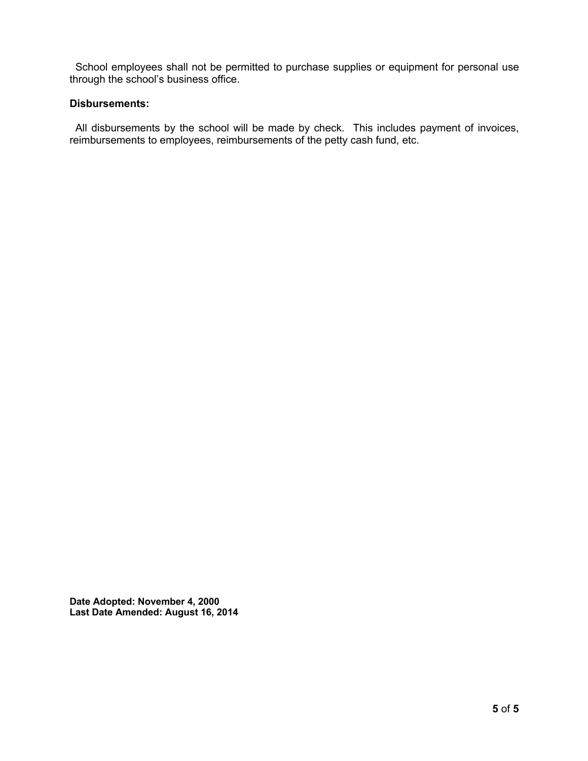School employees shall not be permitted to purchase supplies or equipment for personal use through the school's business office.

**Disbursements:**

All disbursements by the school will be made by check. This includes payment of invoices, reimbursements to employees, reimbursements of the petty cash fund, etc.

**Date Adopted: November 4, 2000**
**Last Date Amended: August 16, 2014**